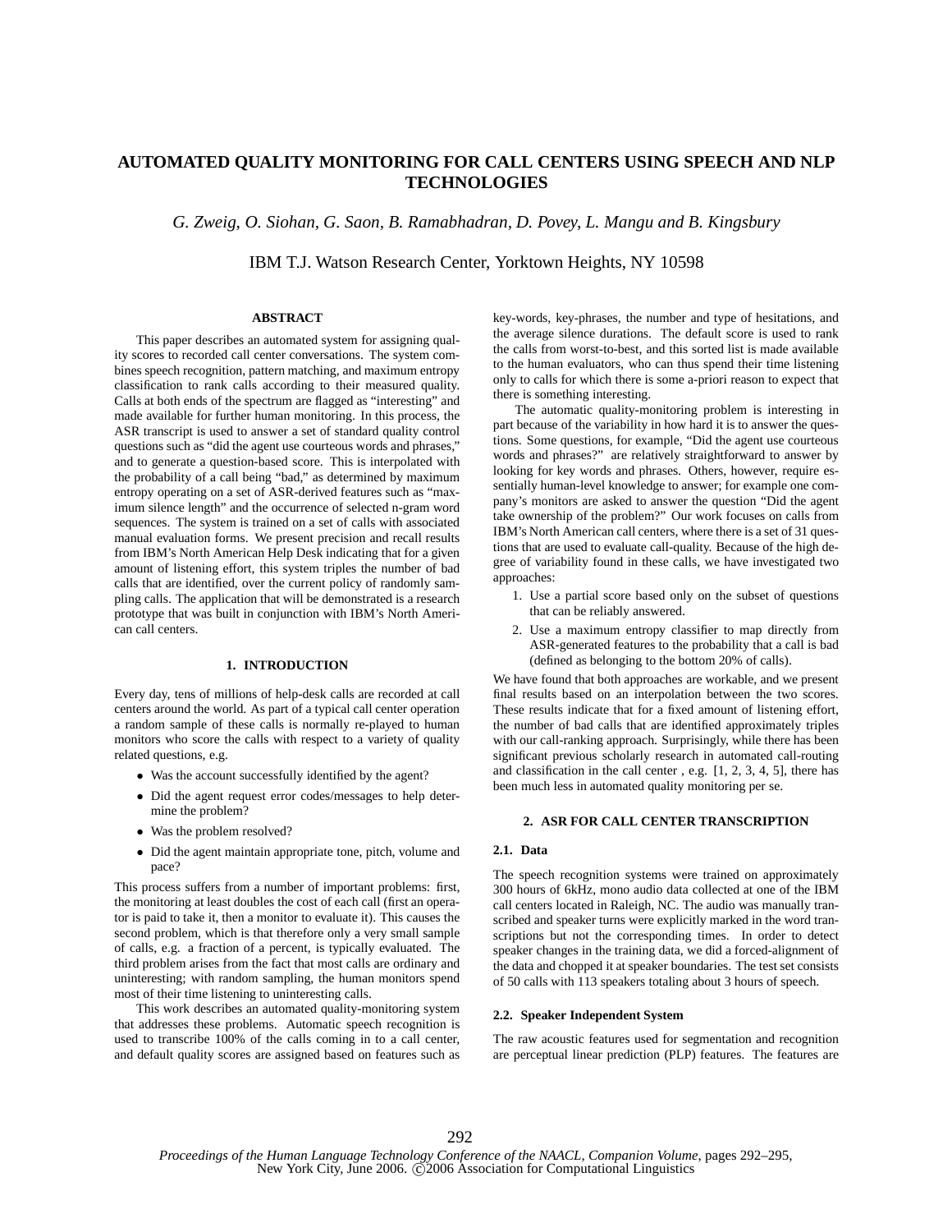# AUTOMATED QUALITY MONITORING FOR CALL CENTERS USING SPEECH AND NLP TECHNOLOGIES

*G. Zweig, O. Siohan, G. Saon, B. Ramabhadran, D. Povey, L. Mangu and B. Kingsbury*

IBM T.J. Watson Research Center, Yorktown Heights, NY 10598

## ABSTRACT

This paper describes an automated system for assigning quality scores to recorded call center conversations. The system combines speech recognition, pattern matching, and maximum entropy classification to rank calls according to their measured quality. Calls at both ends of the spectrum are flagged as "interesting" and made available for further human monitoring. In this process, the ASR transcript is used to answer a set of standard quality control questions such as "did the agent use courteous words and phrases," and to generate a question-based score. This is interpolated with the probability of a call being "bad," as determined by maximum entropy operating on a set of ASR-derived features such as "maximum silence length" and the occurrence of selected n-gram word sequences. The system is trained on a set of calls with associated manual evaluation forms. We present precision and recall results from IBM's North American Help Desk indicating that for a given amount of listening effort, this system triples the number of bad calls that are identified, over the current policy of randomly sampling calls. The application that will be demonstrated is a research prototype that was built in conjunction with IBM's North American call centers.

## 1. INTRODUCTION

Every day, tens of millions of help-desk calls are recorded at call centers around the world. As part of a typical call center operation a random sample of these calls is normally re-played to human monitors who score the calls with respect to a variety of quality related questions, e.g.

- Was the account successfully identified by the agent?
- Did the agent request error codes/messages to help determine the problem?
- Was the problem resolved?
- Did the agent maintain appropriate tone, pitch, volume and pace?

This process suffers from a number of important problems: first, the monitoring at least doubles the cost of each call (first an operator is paid to take it, then a monitor to evaluate it). This causes the second problem, which is that therefore only a very small sample of calls, e.g. a fraction of a percent, is typically evaluated. The third problem arises from the fact that most calls are ordinary and uninteresting; with random sampling, the human monitors spend most of their time listening to uninteresting calls.

This work describes an automated quality-monitoring system that addresses these problems. Automatic speech recognition is used to transcribe 100% of the calls coming in to a call center, and default quality scores are assigned based on features such as key-words, key-phrases, the number and type of hesitations, and the average silence durations. The default score is used to rank the calls from worst-to-best, and this sorted list is made available to the human evaluators, who can thus spend their time listening only to calls for which there is some a-priori reason to expect that there is something interesting.

The automatic quality-monitoring problem is interesting in part because of the variability in how hard it is to answer the questions. Some questions, for example, "Did the agent use courteous words and phrases?" are relatively straightforward to answer by looking for key words and phrases. Others, however, require essentially human-level knowledge to answer; for example one company's monitors are asked to answer the question "Did the agent take ownership of the problem?" Our work focuses on calls from IBM's North American call centers, where there is a set of 31 questions that are used to evaluate call-quality. Because of the high degree of variability found in these calls, we have investigated two approaches:

1. Use a partial score based only on the subset of questions that can be reliably answered.
2. Use a maximum entropy classifier to map directly from ASR-generated features to the probability that a call is bad (defined as belonging to the bottom 20% of calls).

We have found that both approaches are workable, and we present final results based on an interpolation between the two scores. These results indicate that for a fixed amount of listening effort, the number of bad calls that are identified approximately triples with our call-ranking approach. Surprisingly, while there has been significant previous scholarly research in automated call-routing and classification in the call center , e.g. [1, 2, 3, 4, 5], there has been much less in automated quality monitoring per se.

## 2. ASR FOR CALL CENTER TRANSCRIPTION

### 2.1. Data

The speech recognition systems were trained on approximately 300 hours of 6kHz, mono audio data collected at one of the IBM call centers located in Raleigh, NC. The audio was manually transcribed and speaker turns were explicitly marked in the word transcriptions but not the corresponding times. In order to detect speaker changes in the training data, we did a forced-alignment of the data and chopped it at speaker boundaries. The test set consists of 50 calls with 113 speakers totaling about 3 hours of speech.

### 2.2. Speaker Independent System

The raw acoustic features used for segmentation and recognition are perceptual linear prediction (PLP) features. The features are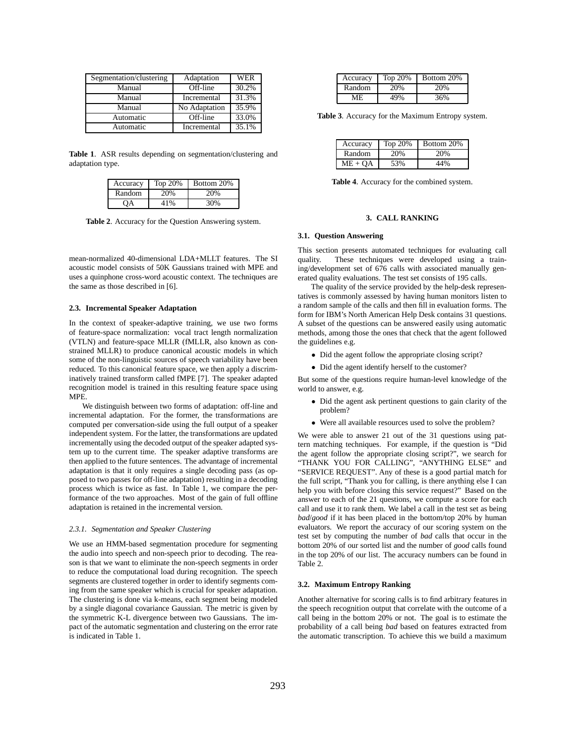| Segmentation/clustering | Adaptation | WER |
|---|---|---|
| Manual | Off-line | 30.2% |
| Manual | Incremental | 31.3% |
| Manual | No Adaptation | 35.9% |
| Automatic | Off-line | 33.0% |
| Automatic | Incremental | 35.1% |

**Table 1**. ASR results depending on segmentation/clustering and adaptation type.

| Accuracy | Top 20% | Bottom 20% |
|---|---|---|
| Random | 20% | 20% |
| QA | 41% | 30% |

**Table 2**. Accuracy for the Question Answering system.

mean-normalized 40-dimensional LDA+MLLT features. The SI acoustic model consists of 50K Gaussians trained with MPE and uses a quinphone cross-word acoustic context. The techniques are the same as those described in [6].

### 2.3. Incremental Speaker Adaptation

In the context of speaker-adaptive training, we use two forms of feature-space normalization: vocal tract length normalization (VTLN) and feature-space MLLR (fMLLR, also known as constrained MLLR) to produce canonical acoustic models in which some of the non-linguistic sources of speech variability have been reduced. To this canonical feature space, we then apply a discriminatively trained transform called fMPE [7]. The speaker adapted recognition model is trained in this resulting feature space using MPE.

We distinguish between two forms of adaptation: off-line and incremental adaptation. For the former, the transformations are computed per conversation-side using the full output of a speaker independent system. For the latter, the transformations are updated incrementally using the decoded output of the speaker adapted system up to the current time. The speaker adaptive transforms are then applied to the future sentences. The advantage of incremental adaptation is that it only requires a single decoding pass (as opposed to two passes for off-line adaptation) resulting in a decoding process which is twice as fast. In Table 1, we compare the performance of the two approaches. Most of the gain of full offline adaptation is retained in the incremental version.

#### *2.3.1. Segmentation and Speaker Clustering*

We use an HMM-based segmentation procedure for segmenting the audio into speech and non-speech prior to decoding. The reason is that we want to eliminate the non-speech segments in order to reduce the computational load during recognition. The speech segments are clustered together in order to identify segments coming from the same speaker which is crucial for speaker adaptation. The clustering is done via k-means, each segment being modeled by a single diagonal covariance Gaussian. The metric is given by the symmetric K-L divergence between two Gaussians. The impact of the automatic segmentation and clustering on the error rate is indicated in Table 1.

| Accuracy | Top 20% | Bottom 20% |
|---|---|---|
| Random | 20% | 20% |
| ME | 49% | 36% |

**Table 3**. Accuracy for the Maximum Entropy system.

| Accuracy | Top 20% | Bottom 20% |
|---|---|---|
| Random | 20% | 20% |
| ME + QA | 53% | 44% |

**Table 4**. Accuracy for the combined system.

## 3. CALL RANKING

### 3.1. Question Answering

This section presents automated techniques for evaluating call quality. These techniques were developed using a training/development set of 676 calls with associated manually generated quality evaluations. The test set consists of 195 calls.

The quality of the service provided by the help-desk representatives is commonly assessed by having human monitors listen to a random sample of the calls and then fill in evaluation forms. The form for IBM's North American Help Desk contains 31 questions. A subset of the questions can be answered easily using automatic methods, among those the ones that check that the agent followed the guidelines e.g.

- Did the agent follow the appropriate closing script?
- Did the agent identify herself to the customer?

But some of the questions require human-level knowledge of the world to answer, e.g.

- Did the agent ask pertinent questions to gain clarity of the problem?
- Were all available resources used to solve the problem?

We were able to answer 21 out of the 31 questions using pattern matching techniques. For example, if the question is "Did the agent follow the appropriate closing script?", we search for "THANK YOU FOR CALLING", "ANYTHING ELSE" and "SERVICE REQUEST". Any of these is a good partial match for the full script, "Thank you for calling, is there anything else I can help you with before closing this service request?" Based on the answer to each of the 21 questions, we compute a score for each call and use it to rank them. We label a call in the test set as being *bad*/*good* if it has been placed in the bottom/top 20% by human evaluators. We report the accuracy of our scoring system on the test set by computing the number of *bad* calls that occur in the bottom 20% of our sorted list and the number of *good* calls found in the top 20% of our list. The accuracy numbers can be found in Table 2.

### 3.2. Maximum Entropy Ranking

Another alternative for scoring calls is to find arbitrary features in the speech recognition output that correlate with the outcome of a call being in the bottom 20% or not. The goal is to estimate the probability of a call being *bad* based on features extracted from the automatic transcription. To achieve this we build a maximum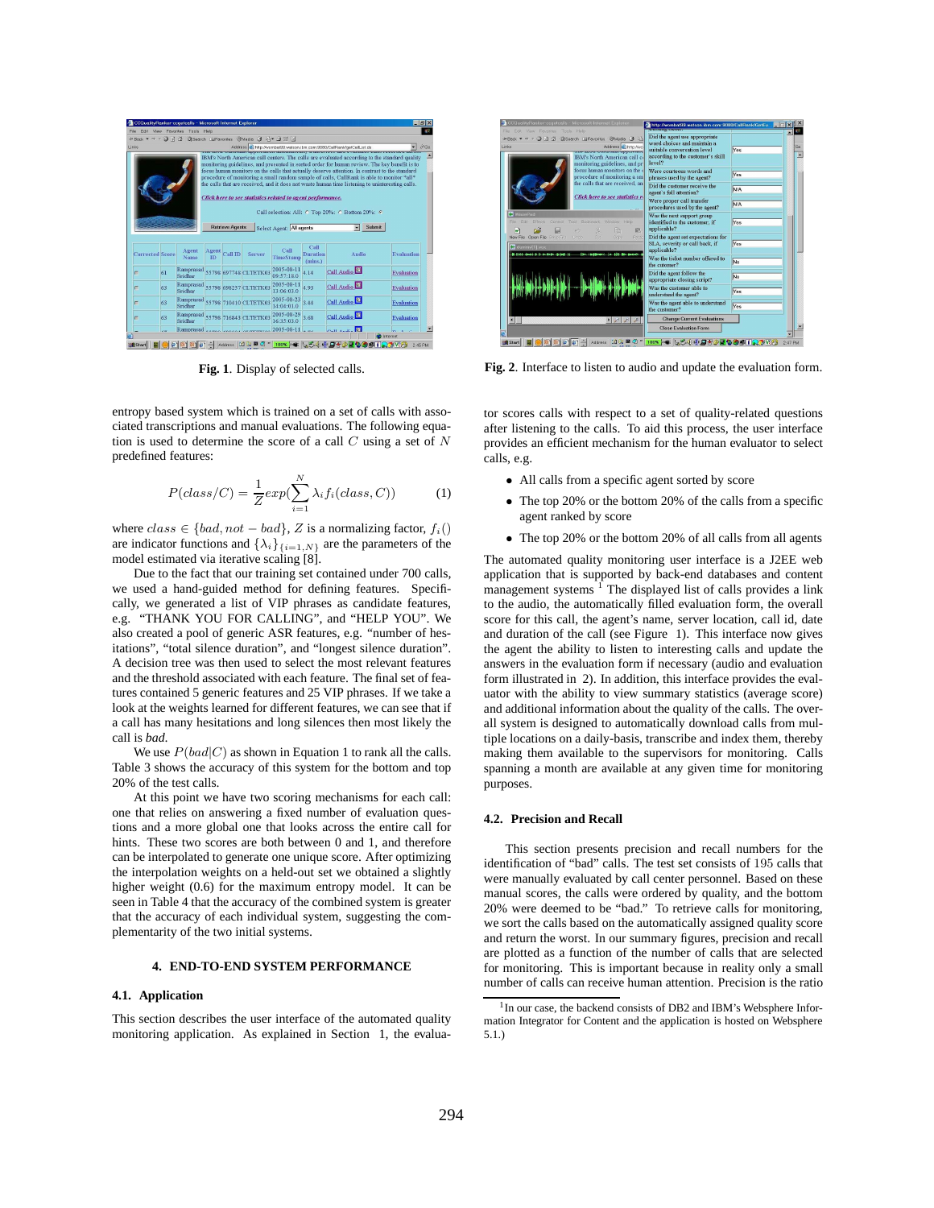Fig. 1. Display of selected calls.

Fig. 2. Interface to listen to audio and update the evaluation form.

entropy based system which is trained on a set of calls with associated transcriptions and manual evaluations. The following equation is used to determine the score of a call $C$ using a set of $N$ predefined features:

$$P(class/C) = \frac{1}{Z} exp(\sum_{i=1}^{N} \lambda_i f_i(class, C)) \quad (1)$$

where $class \in \{bad, not - bad\}$, $Z$ is a normalizing factor, $f_i()$ are indicator functions and $\{\lambda_i\}_{\{i=1,N\}}$ are the parameters of the model estimated via iterative scaling [8].

Due to the fact that our training set contained under 700 calls, we used a hand-guided method for defining features. Specifically, we generated a list of VIP phrases as candidate features, e.g. "THANK YOU FOR CALLING", and "HELP YOU". We also created a pool of generic ASR features, e.g. "number of hesitations", "total silence duration", and "longest silence duration". A decision tree was then used to select the most relevant features and the threshold associated with each feature. The final set of features contained 5 generic features and 25 VIP phrases. If we take a look at the weights learned for different features, we can see that if a call has many hesitations and long silences then most likely the call is *bad*.

We use $P(bad|C)$ as shown in Equation 1 to rank all the calls. Table 3 shows the accuracy of this system for the bottom and top 20% of the test calls.

At this point we have two scoring mechanisms for each call: one that relies on answering a fixed number of evaluation questions and a more global one that looks across the entire call for hints. These two scores are both between 0 and 1, and therefore can be interpolated to generate one unique score. After optimizing the interpolation weights on a held-out set we obtained a slightly higher weight (0.6) for the maximum entropy model. It can be seen in Table 4 that the accuracy of the combined system is greater that the accuracy of each individual system, suggesting the complementarity of the two initial systems.

## 4. END-TO-END SYSTEM PERFORMANCE

### 4.1. Application

This section describes the user interface of the automated quality monitoring application. As explained in Section 1, the evaluator scores calls with respect to a set of quality-related questions after listening to the calls. To aid this process, the user interface provides an efficient mechanism for the human evaluator to select calls, e.g.

- All calls from a specific agent sorted by score
- The top 20% or the bottom 20% of the calls from a specific agent ranked by score
- The top 20% or the bottom 20% of all calls from all agents

The automated quality monitoring user interface is a J2EE web application that is supported by back-end databases and content management systems [1] The displayed list of calls provides a link to the audio, the automatically filled evaluation form, the overall score for this call, the agent's name, server location, call id, date and duration of the call (see Figure 1). This interface now gives the agent the ability to listen to interesting calls and update the answers in the evaluation form if necessary (audio and evaluation form illustrated in 2). In addition, this interface provides the evaluator with the ability to view summary statistics (average score) and additional information about the quality of the calls. The overall system is designed to automatically download calls from multiple locations on a daily-basis, transcribe and index them, thereby making them available to the supervisors for monitoring. Calls spanning a month are available at any given time for monitoring purposes.

### 4.2. Precision and Recall

This section presents precision and recall numbers for the identification of "bad" calls. The test set consists of 195 calls that were manually evaluated by call center personnel. Based on these manual scores, the calls were ordered by quality, and the bottom 20% were deemed to be "bad." To retrieve calls for monitoring, we sort the calls based on the automatically assigned quality score and return the worst. In our summary figures, precision and recall are plotted as a function of the number of calls that are selected for monitoring. This is important because in reality only a small number of calls can receive human attention. Precision is the ratio

[1] In our case, the backend consists of DB2 and IBM's Websphere Information Integrator for Content and the application is hosted on Websphere 5.1.)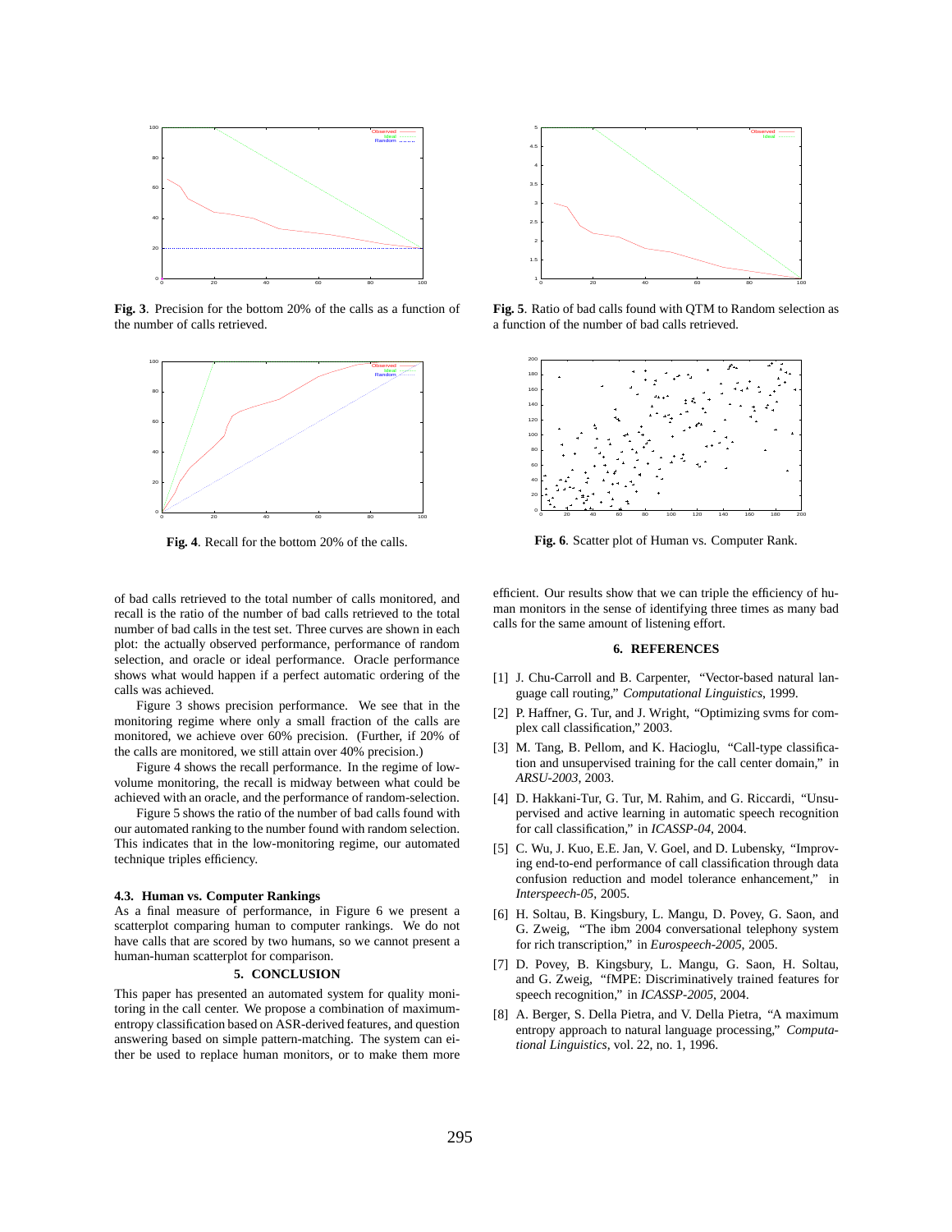100
80
60
40
20
0
0 20 40 60 80 100
Observed
Ideal
Random

**Fig. 3**. Precision for the bottom 20% of the calls as a function of the number of calls retrieved.

100
80
60
40
20
0
0 20 40 60 80 100
Observed
Ideal
Random

**Fig. 4**. Recall for the bottom 20% of the calls.

of bad calls retrieved to the total number of calls monitored, and recall is the ratio of the number of bad calls retrieved to the total number of bad calls in the test set. Three curves are shown in each plot: the actually observed performance, performance of random selection, and oracle or ideal performance. Oracle performance shows what would happen if a perfect automatic ordering of the calls was achieved.

Figure 3 shows precision performance. We see that in the monitoring regime where only a small fraction of the calls are monitored, we achieve over 60% precision. (Further, if 20% of the calls are monitored, we still attain over 40% precision.)

Figure 4 shows the recall performance. In the regime of low-volume monitoring, the recall is midway between what could be achieved with an oracle, and the performance of random-selection.

Figure 5 shows the ratio of the number of bad calls found with our automated ranking to the number found with random selection. This indicates that in the low-monitoring regime, our automated technique triples efficiency.

### 4.3. Human vs. Computer Rankings

As a final measure of performance, in Figure 6 we present a scatterplot comparing human to computer rankings. We do not have calls that are scored by two humans, so we cannot present a human-human scatterplot for comparison.

## 5. CONCLUSION

This paper has presented an automated system for quality monitoring in the call center. We propose a combination of maximum-entropy classification based on ASR-derived features, and question answering based on simple pattern-matching. The system can either be used to replace human monitors, or to make them more efficient. Our results show that we can triple the efficiency of human monitors in the sense of identifying three times as many bad calls for the same amount of listening effort.

5
4.5
4
3.5
3
2.5
2
1.5
1
0 20 40 60 80 100
Observed
Ideal

**Fig. 5**. Ratio of bad calls found with QTM to Random selection as a function of the number of bad calls retrieved.

200
180
160
140
120
100
80
60
40
20
0
0 20 40 60 80 100 120 140 160 180 200

**Fig. 6**. Scatter plot of Human vs. Computer Rank.

## 6. REFERENCES

[1] J. Chu-Carroll and B. Carpenter, "Vector-based natural language call routing," *Computational Linguistics*, 1999.

[2] P. Haffner, G. Tur, and J. Wright, "Optimizing svms for complex call classification," 2003.

[3] M. Tang, B. Pellom, and K. Hacioglu, "Call-type classification and unsupervised training for the call center domain," in *ARSU-2003*, 2003.

[4] D. Hakkani-Tur, G. Tur, M. Rahim, and G. Riccardi, "Unsupervised and active learning in automatic speech recognition for call classification," in *ICASSP-04*, 2004.

[5] C. Wu, J. Kuo, E.E. Jan, V. Goel, and D. Lubensky, "Improving end-to-end performance of call classification through data confusion reduction and model tolerance enhancement," in *Interspeech-05*, 2005.

[6] H. Soltau, B. Kingsbury, L. Mangu, D. Povey, G. Saon, and G. Zweig, "The ibm 2004 conversational telephony system for rich transcription," in *Eurospeech-2005*, 2005.

[7] D. Povey, B. Kingsbury, L. Mangu, G. Saon, H. Soltau, and G. Zweig, "fMPE: Discriminatively trained features for speech recognition," in *ICASSP-2005*, 2004.

[8] A. Berger, S. Della Pietra, and V. Della Pietra, "A maximum entropy approach to natural language processing," *Computational Linguistics*, vol. 22, no. 1, 1996.